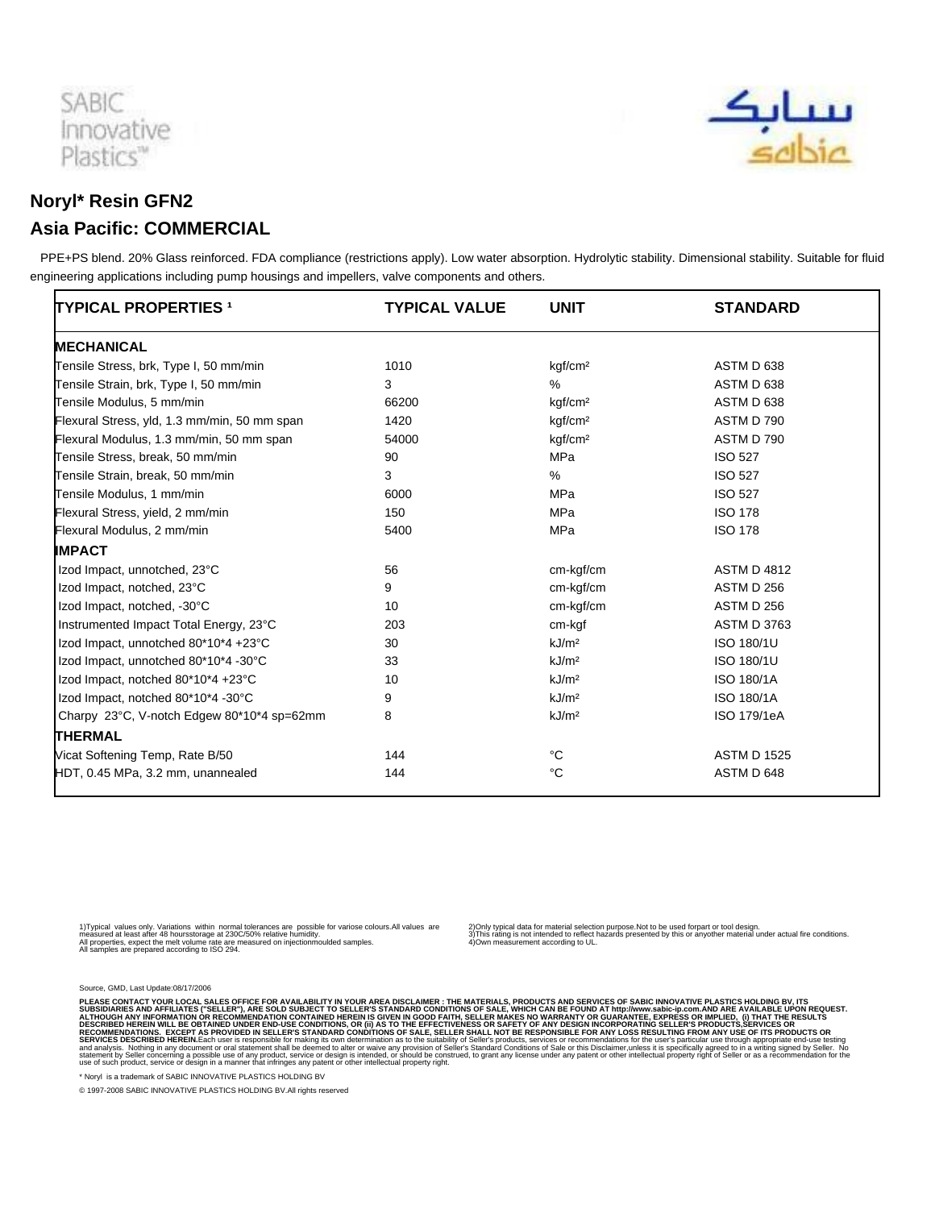SABIC Innovative Plastics™

سابك
sabic

## Noryl* Resin GFN2

## Asia Pacific: COMMERCIAL

PPE+PS blend. 20% Glass reinforced. FDA compliance (restrictions apply). Low water absorption. Hydrolytic stability. Dimensional stability. Suitable for fluid engineering applications including pump housings and impellers, valve components and others.

| TYPICAL PROPERTIES [1] | TYPICAL VALUE | UNIT | STANDARD |
|---|---|---|---|
| **MECHANICAL** | | | |
| Tensile Stress, brk, Type I, 50 mm/min | 1010 | kgf/cm² | ASTM D 638 |
| Tensile Strain, brk, Type I, 50 mm/min | 3 | % | ASTM D 638 |
| Tensile Modulus, 5 mm/min | 66200 | kgf/cm² | ASTM D 638 |
| Flexural Stress, yld, 1.3 mm/min, 50 mm span | 1420 | kgf/cm² | ASTM D 790 |
| Flexural Modulus, 1.3 mm/min, 50 mm span | 54000 | kgf/cm² | ASTM D 790 |
| Tensile Stress, break, 50 mm/min | 90 | MPa | ISO 527 |
| Tensile Strain, break, 50 mm/min | 3 | % | ISO 527 |
| Tensile Modulus, 1 mm/min | 6000 | MPa | ISO 527 |
| Flexural Stress, yield, 2 mm/min | 150 | MPa | ISO 178 |
| Flexural Modulus, 2 mm/min | 5400 | MPa | ISO 178 |
| **IMPACT** | | | |
| Izod Impact, unnotched, 23°C | 56 | cm-kgf/cm | ASTM D 4812 |
| Izod Impact, notched, 23°C | 9 | cm-kgf/cm | ASTM D 256 |
| Izod Impact, notched, -30°C | 10 | cm-kgf/cm | ASTM D 256 |
| Instrumented Impact Total Energy, 23°C | 203 | cm-kgf | ASTM D 3763 |
| Izod Impact, unnotched 80*10*4 +23°C | 30 | kJ/m² | ISO 180/1U |
| Izod Impact, unnotched 80*10*4 -30°C | 33 | kJ/m² | ISO 180/1U |
| Izod Impact, notched 80*10*4 +23°C | 10 | kJ/m² | ISO 180/1A |
| Izod Impact, notched 80*10*4 -30°C | 9 | kJ/m² | ISO 180/1A |
| Charpy 23°C, V-notch Edgew 80*10*4 sp=62mm | 8 | kJ/m² | ISO 179/1eA |
| **THERMAL** | | | |
| Vicat Softening Temp, Rate B/50 | 144 | °C | ASTM D 1525 |
| HDT, 0.45 MPa, 3.2 mm, unannealed | 144 | °C | ASTM D 648 |

1)Typical values only. Variations within normal tolerances are possible for variose colours.All values are measured at least after 48 hoursstorage at 230C/50% relative humidity.
All properties, expect the melt volume rate are measured on injectionmoulded samples.
All samples are prepared according to ISO 294.

2)Only typical data for material selection purpose.Not to be used forpart or tool design.
3)This rating is not intended to reflect hazards presented by this or anyother material under actual fire conditions.
4)Own measurement according to UL.

Source, GMD, Last Update:08/17/2006

PLEASE CONTACT YOUR LOCAL SALES OFFICE FOR AVAILABILITY IN YOUR AREA DISCLAIMER : THE MATERIALS, PRODUCTS AND SERVICES OF SABIC INNOVATIVE PLASTICS HOLDING BV, ITS SUBSIDIARIES AND AFFILIATES ("SELLER"), ARE SOLD SUBJECT TO SELLER'S STANDARD CONDITIONS OF SALE, WHICH CAN BE FOUND AT http://www.sabic-ip.com.AND ARE AVAILABLE UPON REQUEST. ALTHOUGH ANY INFORMATION OR RECOMMENDATION CONTAINED HEREIN IS GIVEN IN GOOD FAITH, SELLER MAKES NO WARRANTY OR GUARANTEE, EXPRESS OR IMPLIED, (i) THAT THE RESULTS DESCRIBED HEREIN WILL BE OBTAINED UNDER END-USE CONDITIONS, OR (ii) AS TO THE EFFECTIVENESS OR SAFETY OF ANY DESIGN INCORPORATING SELLER'S PRODUCTS,SERVICES OR RECOMMENDATIONS. EXCEPT AS PROVIDED IN SELLER'S STANDARD CONDITIONS OF SALE, SELLER SHALL NOT BE RESPONSIBLE FOR ANY LOSS RESULTING FROM ANY USE OF ITS PRODUCTS OR SERVICES DESCRIBED HEREIN.Each user is responsible for making its own determination as to the suitability of Seller's products, services or recommendations for the user's particular use through appropriate end-use testing and analysis. Nothing in any document or oral statement shall be deemed to alter or waive any provision of Seller's Standard Conditions of Sale or this Disclaimer,unless it is specifically agreed to in a writing signed by Seller. No statement by Seller concerning a possible use of any product, service or design is intended, or should be construed, to grant any license under any patent or other intellectual property right of Seller or as a recommendation for the use of such product, service or design in a manner that infringes any patent or other intellectual property right.

* Noryl is a trademark of SABIC INNOVATIVE PLASTICS HOLDING BV

© 1997-2008 SABIC INNOVATIVE PLASTICS HOLDING BV.All rights reserved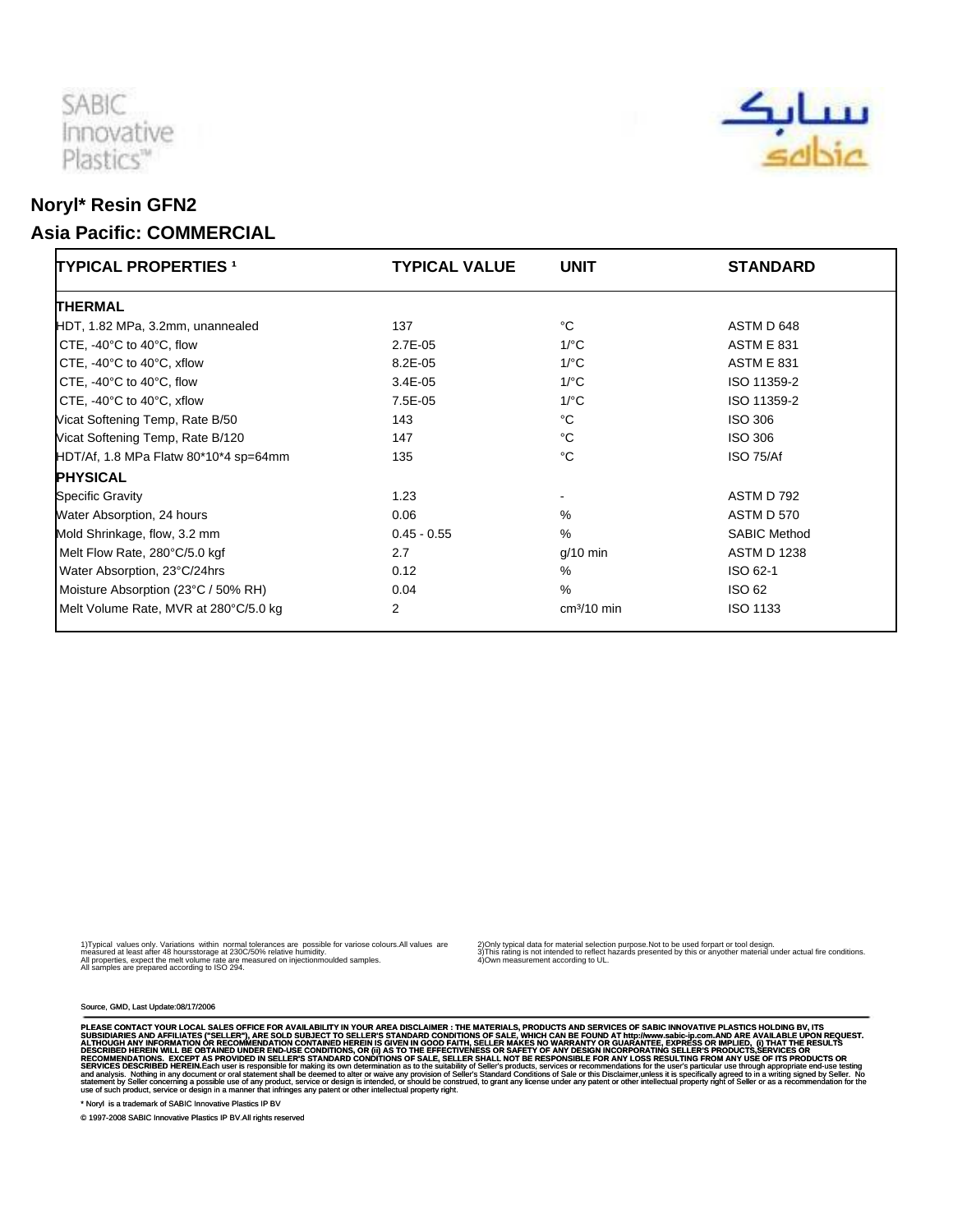SABIC Innovative Plastics™

سابك
sabic

## Noryl* Resin GFN2

## Asia Pacific: COMMERCIAL

| TYPICAL PROPERTIES [1] | TYPICAL VALUE | UNIT | STANDARD |
|---|---|---|---|
| **THERMAL** | | | |
| HDT, 1.82 MPa, 3.2mm, unannealed | 137 | °C | ASTM D 648 |
| CTE, -40°C to 40°C, flow | 2.7E-05 | 1/°C | ASTM E 831 |
| CTE, -40°C to 40°C, xflow | 8.2E-05 | 1/°C | ASTM E 831 |
| CTE, -40°C to 40°C, flow | 3.4E-05 | 1/°C | ISO 11359-2 |
| CTE, -40°C to 40°C, xflow | 7.5E-05 | 1/°C | ISO 11359-2 |
| Vicat Softening Temp, Rate B/50 | 143 | °C | ISO 306 |
| Vicat Softening Temp, Rate B/120 | 147 | °C | ISO 306 |
| HDT/Af, 1.8 MPa Flatw 80*10*4 sp=64mm | 135 | °C | ISO 75/Af |
| **PHYSICAL** | | | |
| Specific Gravity | 1.23 | - | ASTM D 792 |
| Water Absorption, 24 hours | 0.06 | % | ASTM D 570 |
| Mold Shrinkage, flow, 3.2 mm | 0.45 - 0.55 | % | SABIC Method |
| Melt Flow Rate, 280°C/5.0 kgf | 2.7 | g/10 min | ASTM D 1238 |
| Water Absorption, 23°C/24hrs | 0.12 | % | ISO 62-1 |
| Moisture Absorption (23°C / 50% RH) | 0.04 | % | ISO 62 |
| Melt Volume Rate, MVR at 280°C/5.0 kg | 2 | $cm^3/10$ min | ISO 1133 |

1)Typical values only. Variations within normal tolerances are possible for variose colours.All values are measured at least after 48 hoursstorage at 230C/50% relative humidity.
All properties, expect the melt volume rate are measured on injectionmoulded samples.
All samples are prepared according to ISO 294.

2)Only typical data for material selection purpose.Not to be used forpart or tool design.
3)This rating is not intended to reflect hazards presented by this or anyother material under actual fire conditions.
4)Own measurement according to UL.

Source, GMD, Last Update:08/17/2006

PLEASE CONTACT YOUR LOCAL SALES OFFICE FOR AVAILABILITY IN YOUR AREA DISCLAIMER : THE MATERIALS, PRODUCTS AND SERVICES OF SABIC INNOVATIVE PLASTICS HOLDING BV, ITS SUBSIDIARIES AND AFFILIATES ("SELLER"), ARE SOLD SUBJECT TO SELLER'S STANDARD CONDITIONS OF SALE, WHICH CAN BE FOUND AT http://www.sabic-ip.com.AND ARE AVAILABLE UPON REQUEST. ALTHOUGH ANY INFORMATION OR RECOMMENDATION CONTAINED HEREIN IS GIVEN IN GOOD FAITH, SELLER MAKES NO WARRANTY OR GUARANTEE, EXPRESS OR IMPLIED, (i) THAT THE RESULTS DESCRIBED HEREIN WILL BE OBTAINED UNDER END-USE CONDITIONS, OR (ii) AS TO THE EFFECTIVENESS OR SAFETY OF ANY DESIGN INCORPORATING SELLER'S PRODUCTS,SERVICES OR RECOMMENDATIONS. EXCEPT AS PROVIDED IN SELLER'S STANDARD CONDITIONS OF SALE, SELLER SHALL NOT BE RESPONSIBLE FOR ANY LOSS RESULTING FROM ANY USE OF ITS PRODUCTS OR SERVICES DESCRIBED HEREIN.Each user is responsible for making its own determination as to the suitability of Seller's products, services or recommendations for the user's particular use through appropriate end-use testing and analysis. Nothing in any document or oral statement shall be deemed to alter or waive any provision of Seller's Standard Conditions of Sale or this Disclaimer,unless it is specifically agreed to in a writing signed by Seller. No statement by Seller concerning a possible use of any product, service or design is intended, or should be construed, to grant any license under any patent or other intellectual property right of Seller or as a recommendation for the use of such product, service or design in a manner that infringes any patent or other intellectual property right.

* Noryl is a trademark of SABIC Innovative Plastics IP BV

© 1997-2008 SABIC Innovative Plastics IP BV.All rights reserved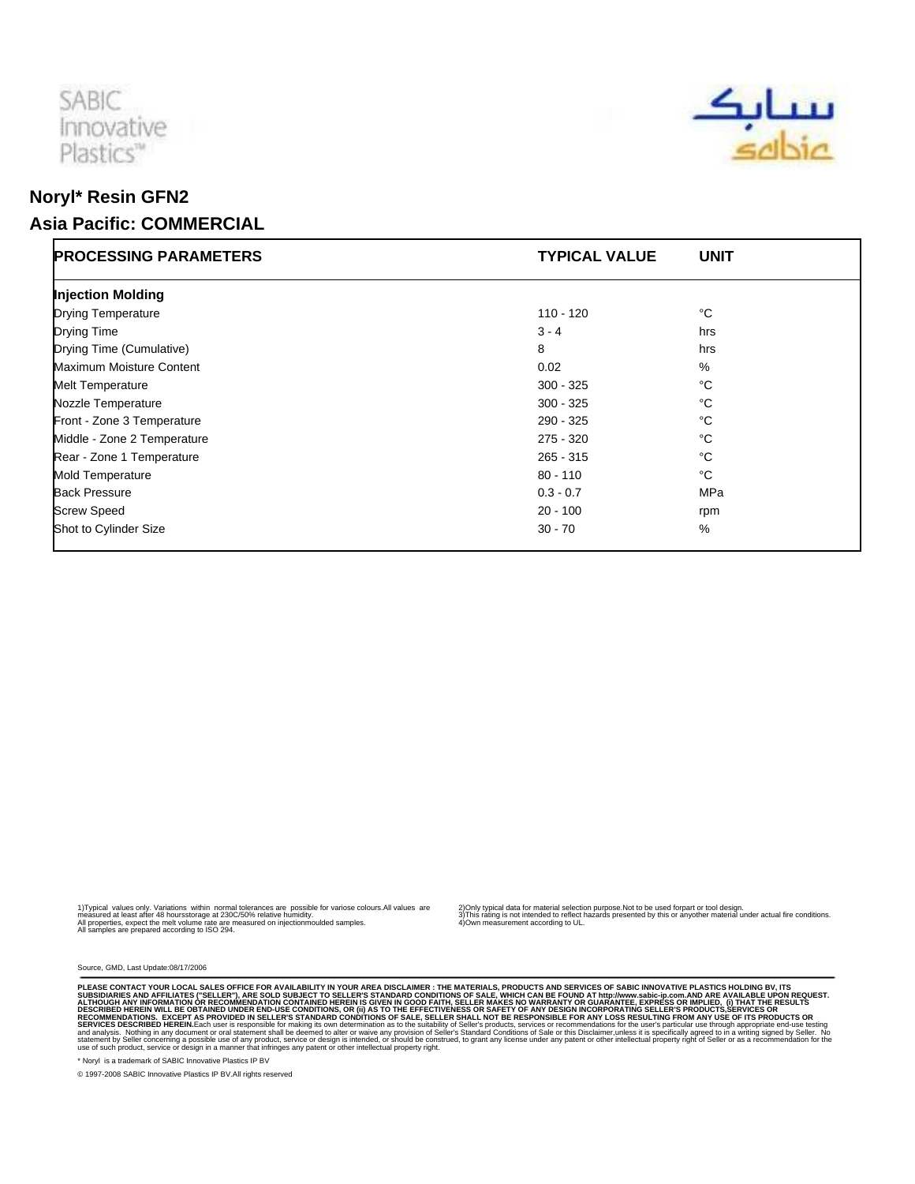## Noryl* Resin GFN2

## Asia Pacific: COMMERCIAL

| PROCESSING PARAMETERS | TYPICAL VALUE | UNIT |
|---|---|---|
| **Injection Molding** | | |
| Drying Temperature | 110 - 120 | °C |
| Drying Time | 3 - 4 | hrs |
| Drying Time (Cumulative) | 8 | hrs |
| Maximum Moisture Content | 0.02 | % |
| Melt Temperature | 300 - 325 | °C |
| Nozzle Temperature | 300 - 325 | °C |
| Front - Zone 3 Temperature | 290 - 325 | °C |
| Middle - Zone 2 Temperature | 275 - 320 | °C |
| Rear - Zone 1 Temperature | 265 - 315 | °C |
| Mold Temperature | 80 - 110 | °C |
| Back Pressure | 0.3 - 0.7 | MPa |
| Screw Speed | 20 - 100 | rpm |
| Shot to Cylinder Size | 30 - 70 | % |

1)Typical values only. Variations within normal tolerances are possible for variose colours.All values are measured at least after 48 hoursstorage at 230C/50% relative humidity.
All properties, expect the melt volume rate are measured on injectionmoulded samples.
All samples are prepared according to ISO 294.

2)Only typical data for material selection purpose.Not to be used forpart or tool design.
3)This rating is not intended to reflect hazards presented by this or anyother material under actual fire conditions.
4)Own measurement according to UL.

Source, GMD, Last Update:08/17/2006

PLEASE CONTACT YOUR LOCAL SALES OFFICE FOR AVAILABILITY IN YOUR AREA DISCLAIMER : THE MATERIALS, PRODUCTS AND SERVICES OF SABIC INNOVATIVE PLASTICS HOLDING BV, ITS SUBSIDIARIES AND AFFILIATES ("SELLER"), ARE SOLD SUBJECT TO SELLER'S STANDARD CONDITIONS OF SALE, WHICH CAN BE FOUND AT http://www.sabic-ip.com.AND ARE AVAILABLE UPON REQUEST. ALTHOUGH ANY INFORMATION OR RECOMMENDATION CONTAINED HEREIN IS GIVEN IN GOOD FAITH, SELLER MAKES NO WARRANTY OR GUARANTEE, EXPRESS OR IMPLIED, (i) THAT THE RESULTS DESCRIBED HEREIN WILL BE OBTAINED UNDER END-USE CONDITIONS, OR (ii) AS TO THE EFFECTIVENESS OR SAFETY OF ANY DESIGN INCORPORATING SELLER'S PRODUCTS,SERVICES OR RECOMMENDATIONS. EXCEPT AS PROVIDED IN SELLER'S STANDARD CONDITIONS OF SALE, SELLER SHALL NOT BE RESPONSIBLE FOR ANY LOSS RESULTING FROM ANY USE OF ITS PRODUCTS OR SERVICES DESCRIBED HEREIN.Each user is responsible for making its own determination as to the suitability of Seller's products, services or recommendations for the user's particular use through appropriate end-use testing and analysis. Nothing in any document or oral statement shall be deemed to alter or waive any provision of Seller's Standard Conditions of Sale or this Disclaimer,unless it is specifically agreed to in a writing signed by Seller. No statement by Seller concerning a possible use of any product, service or design is intended, or should be construed, to grant any license under any patent or other intellectual property right of Seller or as a recommendation for the use of such product, service or design in a manner that infringes any patent or other intellectual property right.

* Noryl is a trademark of SABIC Innovative Plastics IP BV

© 1997-2008 SABIC Innovative Plastics IP BV.All rights reserved